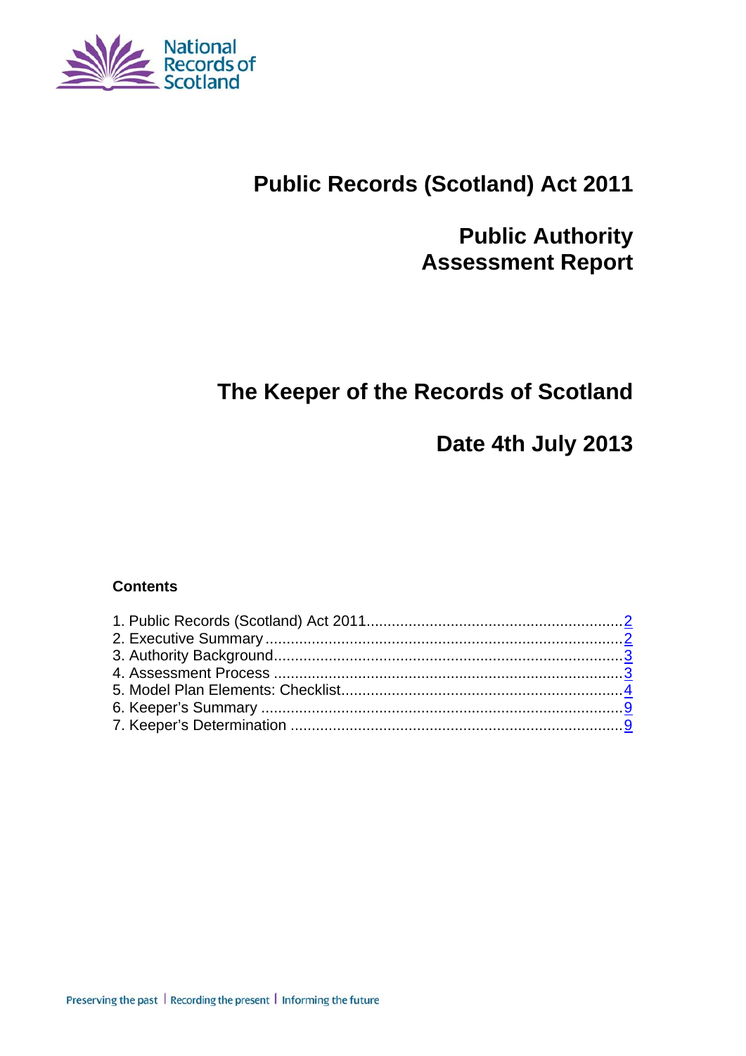National Records of Scotland

# Public Records (Scotland) Act 2011

# Public Authority Assessment Report

## The Keeper of the Records of Scotland

## Date 4th July 2013

**Contents**

1. Public Records (Scotland) Act 2011 ........ 2
2. Executive Summary ........ 2
3. Authority Background ........ 3
4. Assessment Process ........ 3
5. Model Plan Elements: Checklist ........ 4
6. Keeper's Summary ........ 9
7. Keeper's Determination ........ 9

Preserving the past | Recording the present | Informing the future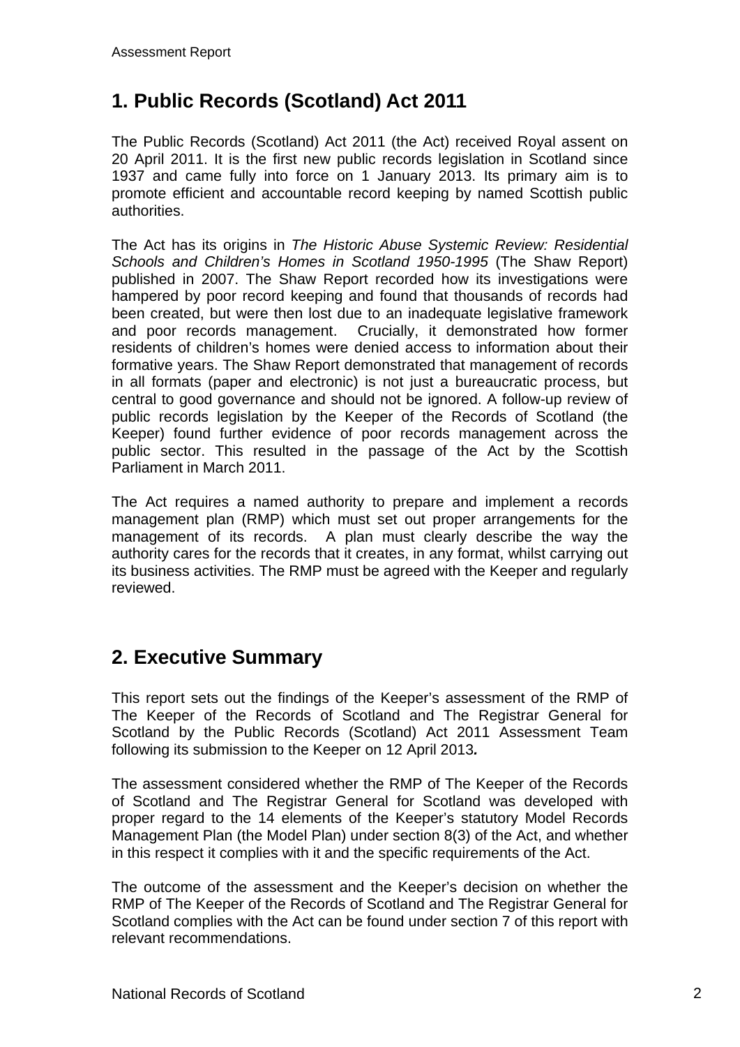## 1. Public Records (Scotland) Act 2011

The Public Records (Scotland) Act 2011 (the Act) received Royal assent on 20 April 2011. It is the first new public records legislation in Scotland since 1937 and came fully into force on 1 January 2013. Its primary aim is to promote efficient and accountable record keeping by named Scottish public authorities.

The Act has its origins in *The Historic Abuse Systemic Review: Residential Schools and Children's Homes in Scotland 1950-1995* (The Shaw Report) published in 2007. The Shaw Report recorded how its investigations were hampered by poor record keeping and found that thousands of records had been created, but were then lost due to an inadequate legislative framework and poor records management. Crucially, it demonstrated how former residents of children's homes were denied access to information about their formative years. The Shaw Report demonstrated that management of records in all formats (paper and electronic) is not just a bureaucratic process, but central to good governance and should not be ignored. A follow-up review of public records legislation by the Keeper of the Records of Scotland (the Keeper) found further evidence of poor records management across the public sector. This resulted in the passage of the Act by the Scottish Parliament in March 2011.

The Act requires a named authority to prepare and implement a records management plan (RMP) which must set out proper arrangements for the management of its records. A plan must clearly describe the way the authority cares for the records that it creates, in any format, whilst carrying out its business activities. The RMP must be agreed with the Keeper and regularly reviewed.

## 2. Executive Summary

This report sets out the findings of the Keeper's assessment of the RMP of The Keeper of the Records of Scotland and The Registrar General for Scotland by the Public Records (Scotland) Act 2011 Assessment Team following its submission to the Keeper on 12 April 2013**.**

The assessment considered whether the RMP of The Keeper of the Records of Scotland and The Registrar General for Scotland was developed with proper regard to the 14 elements of the Keeper's statutory Model Records Management Plan (the Model Plan) under section 8(3) of the Act, and whether in this respect it complies with it and the specific requirements of the Act.

The outcome of the assessment and the Keeper's decision on whether the RMP of The Keeper of the Records of Scotland and The Registrar General for Scotland complies with the Act can be found under section 7 of this report with relevant recommendations.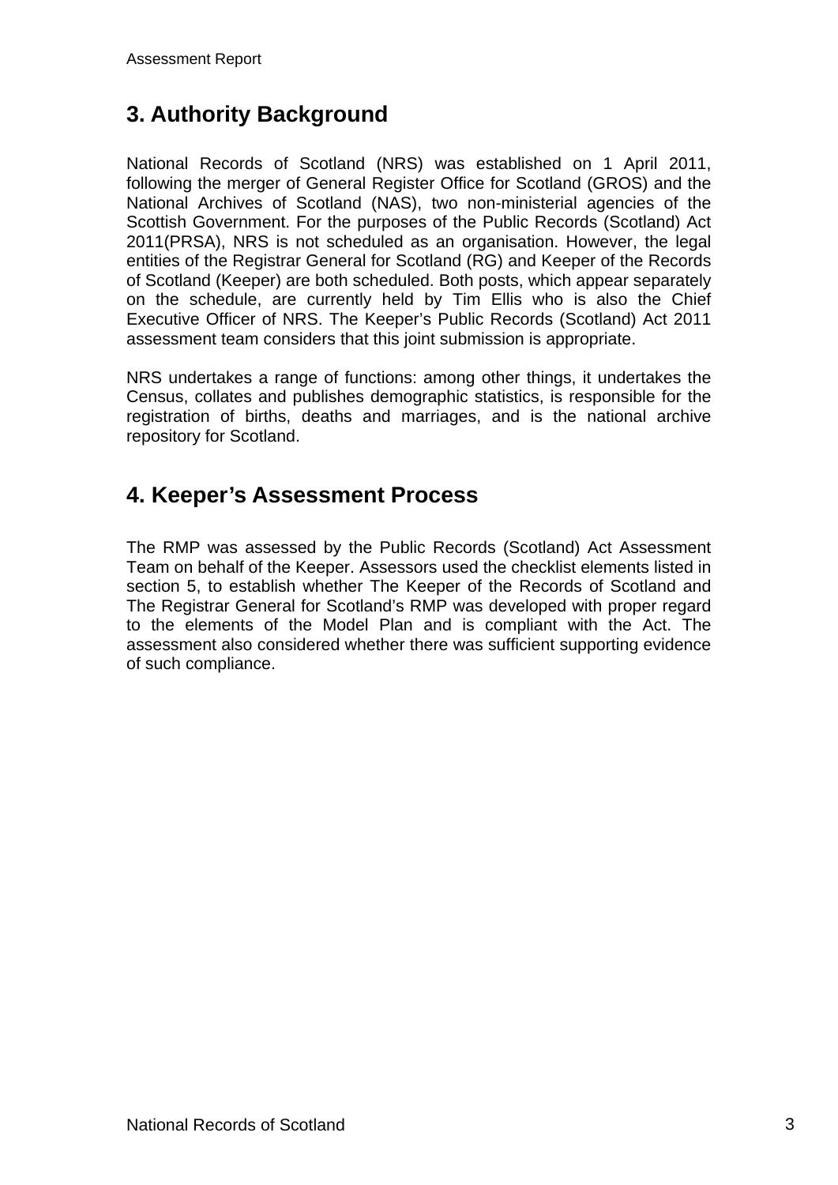## 3. Authority Background

National Records of Scotland (NRS) was established on 1 April 2011, following the merger of General Register Office for Scotland (GROS) and the National Archives of Scotland (NAS), two non-ministerial agencies of the Scottish Government. For the purposes of the Public Records (Scotland) Act 2011(PRSA), NRS is not scheduled as an organisation. However, the legal entities of the Registrar General for Scotland (RG) and Keeper of the Records of Scotland (Keeper) are both scheduled. Both posts, which appear separately on the schedule, are currently held by Tim Ellis who is also the Chief Executive Officer of NRS. The Keeper's Public Records (Scotland) Act 2011 assessment team considers that this joint submission is appropriate.

NRS undertakes a range of functions: among other things, it undertakes the Census, collates and publishes demographic statistics, is responsible for the registration of births, deaths and marriages, and is the national archive repository for Scotland.

## 4. Keeper's Assessment Process

The RMP was assessed by the Public Records (Scotland) Act Assessment Team on behalf of the Keeper. Assessors used the checklist elements listed in section 5, to establish whether The Keeper of the Records of Scotland and The Registrar General for Scotland's RMP was developed with proper regard to the elements of the Model Plan and is compliant with the Act. The assessment also considered whether there was sufficient supporting evidence of such compliance.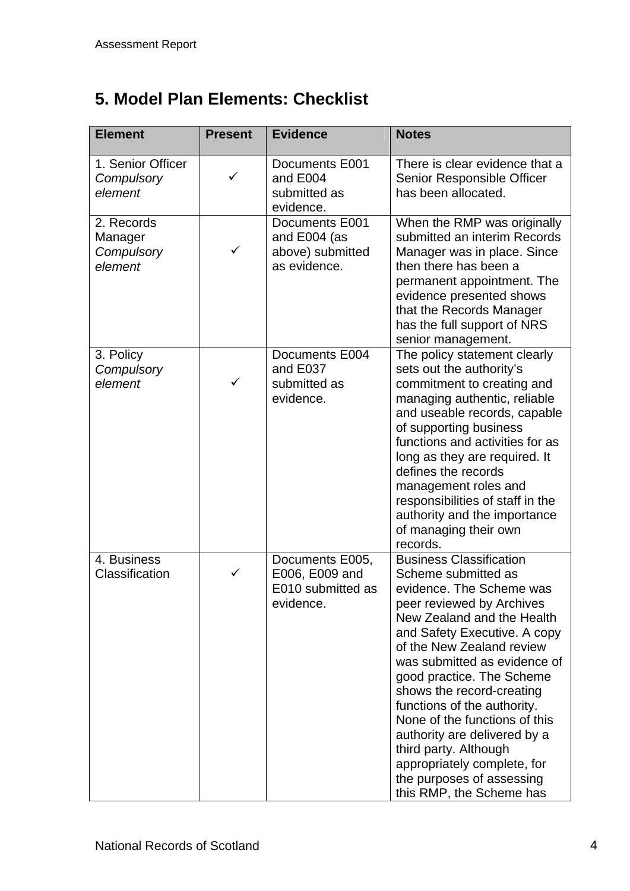## 5. Model Plan Elements: Checklist

| Element | Present | Evidence | Notes |
|---|---|---|---|
| 1. Senior Officer *Compulsory element* | ✓ | Documents E001 and E004 submitted as evidence. | There is clear evidence that a Senior Responsible Officer has been allocated. |
| 2. Records Manager *Compulsory element* | ✓ | Documents E001 and E004 (as above) submitted as evidence. | When the RMP was originally submitted an interim Records Manager was in place. Since then there has been a permanent appointment. The evidence presented shows that the Records Manager has the full support of NRS senior management. |
| 3. Policy *Compulsory element* | ✓ | Documents E004 and E037 submitted as evidence. | The policy statement clearly sets out the authority's commitment to creating and managing authentic, reliable and useable records, capable of supporting business functions and activities for as long as they are required. It defines the records management roles and responsibilities of staff in the authority and the importance of managing their own records. |
| 4. Business Classification | ✓ | Documents E005, E006, E009 and E010 submitted as evidence. | Business Classification Scheme submitted as evidence. The Scheme was peer reviewed by Archives New Zealand and the Health and Safety Executive. A copy of the New Zealand review was submitted as evidence of good practice. The Scheme shows the record-creating functions of the authority. None of the functions of this authority are delivered by a third party. Although appropriately complete, for the purposes of assessing this RMP, the Scheme has |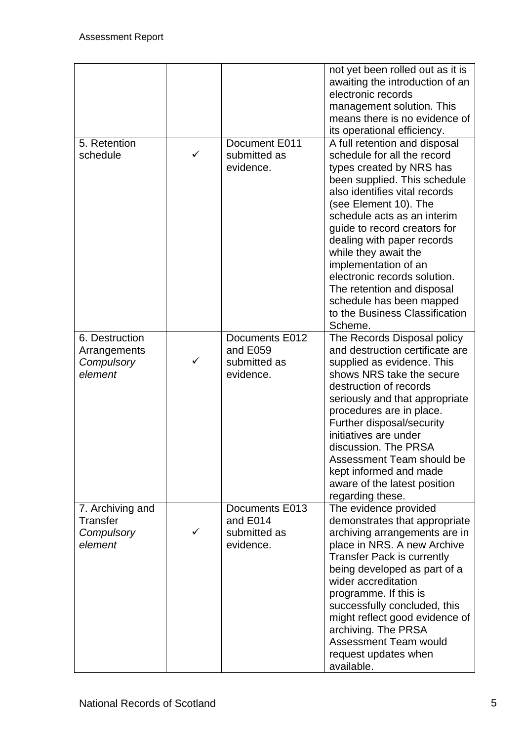| | | | |
|---|---|---|---|
| | | | not yet been rolled out as it is awaiting the introduction of an electronic records management solution. This means there is no evidence of its operational efficiency. |
| 5. Retention schedule | ✓ | Document E011 submitted as evidence. | A full retention and disposal schedule for all the record types created by NRS has been supplied. This schedule also identifies vital records (see Element 10). The schedule acts as an interim guide to record creators for dealing with paper records while they await the implementation of an electronic records solution. The retention and disposal schedule has been mapped to the Business Classification Scheme. |
| 6. Destruction Arrangements *Compulsory element* | ✓ | Documents E012 and E059 submitted as evidence. | The Records Disposal policy and destruction certificate are supplied as evidence. This shows NRS take the secure destruction of records seriously and that appropriate procedures are in place. Further disposal/security initiatives are under discussion. The PRSA Assessment Team should be kept informed and made aware of the latest position regarding these. |
| 7. Archiving and Transfer *Compulsory element* | ✓ | Documents E013 and E014 submitted as evidence. | The evidence provided demonstrates that appropriate archiving arrangements are in place in NRS. A new Archive Transfer Pack is currently being developed as part of a wider accreditation programme. If this is successfully concluded, this might reflect good evidence of archiving. The PRSA Assessment Team would request updates when available. |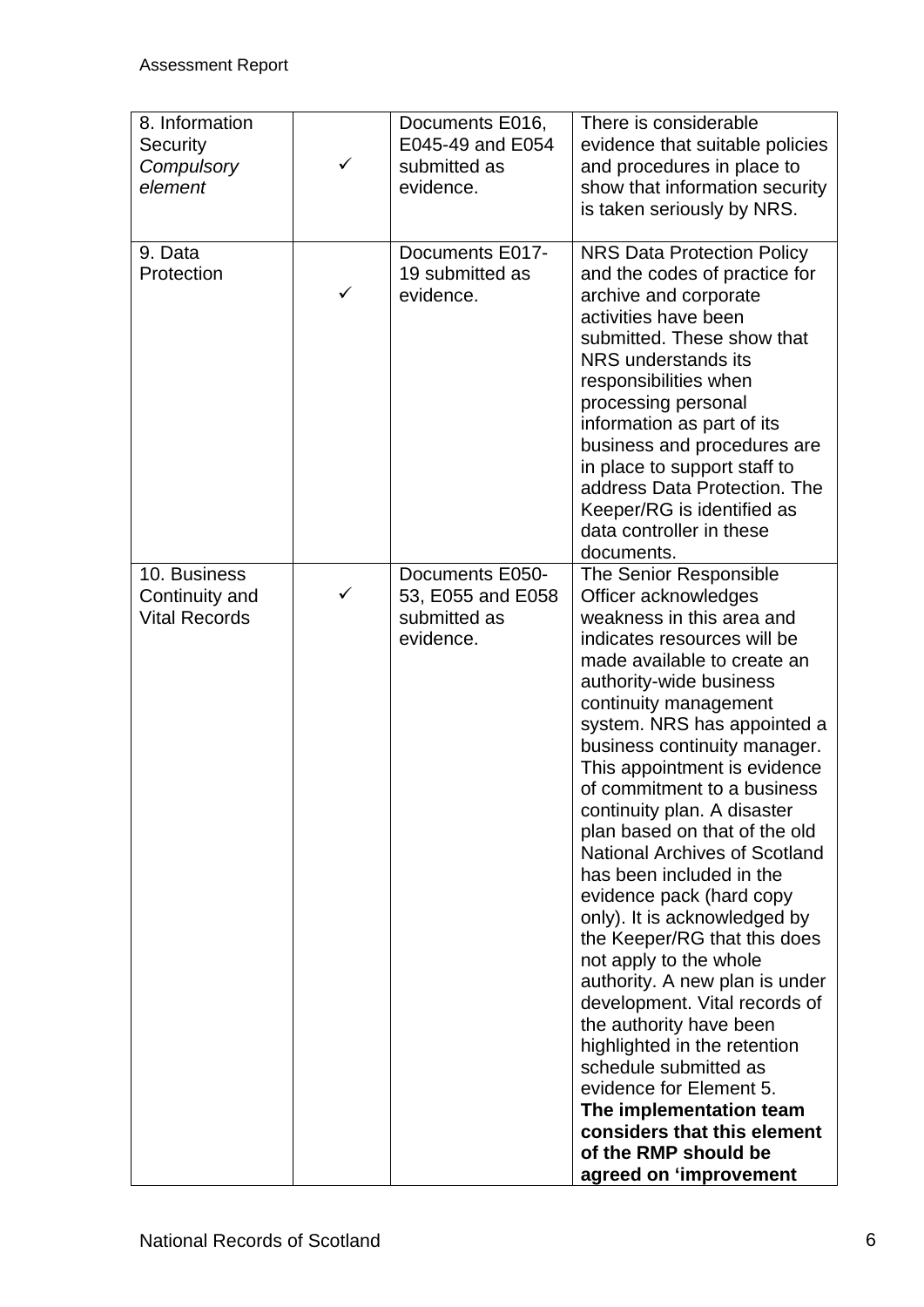| 8. Information Security *Compulsory element* | ✓ | Documents E016, E045-49 and E054 submitted as evidence. | There is considerable evidence that suitable policies and procedures in place to show that information security is taken seriously by NRS. |
|---|---|---|---|
| 9. Data Protection | ✓ | Documents E017-19 submitted as evidence. | NRS Data Protection Policy and the codes of practice for archive and corporate activities have been submitted. These show that NRS understands its responsibilities when processing personal information as part of its business and procedures are in place to support staff to address Data Protection. The Keeper/RG is identified as data controller in these documents. |
| 10. Business Continuity and Vital Records | ✓ | Documents E050-53, E055 and E058 submitted as evidence. | The Senior Responsible Officer acknowledges weakness in this area and indicates resources will be made available to create an authority-wide business continuity management system. NRS has appointed a business continuity manager. This appointment is evidence of commitment to a business continuity plan. A disaster plan based on that of the old National Archives of Scotland has been included in the evidence pack (hard copy only). It is acknowledged by the Keeper/RG that this does not apply to the whole authority. A new plan is under development. Vital records of the authority have been highlighted in the retention schedule submitted as evidence for Element 5. **The implementation team considers that this element of the RMP should be agreed on 'improvement** |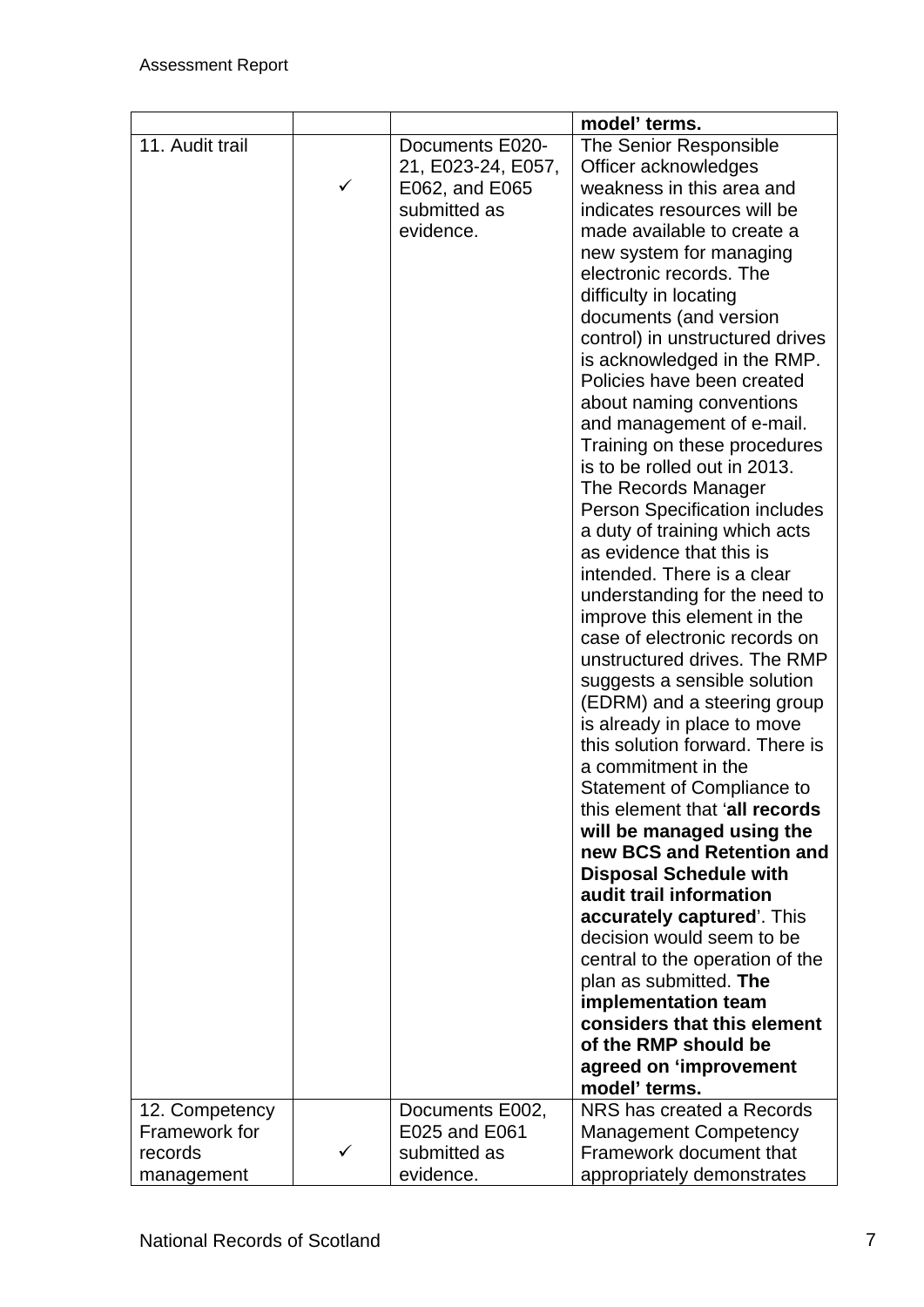| | | | |
|---|---|---|---|
| | | | **model' terms.** |
| 11. Audit trail | ✓ | Documents E020-21, E023-24, E057, E062, and E065 submitted as evidence. | The Senior Responsible Officer acknowledges weakness in this area and indicates resources will be made available to create a new system for managing electronic records. The difficulty in locating documents (and version control) in unstructured drives is acknowledged in the RMP. Policies have been created about naming conventions and management of e-mail. Training on these procedures is to be rolled out in 2013. The Records Manager Person Specification includes a duty of training which acts as evidence that this is intended. There is a clear understanding for the need to improve this element in the case of electronic records on unstructured drives. The RMP suggests a sensible solution (EDRM) and a steering group is already in place to move this solution forward. There is a commitment in the Statement of Compliance to this element that '**all records will be managed using the new BCS and Retention and Disposal Schedule with audit trail information accurately captured**'. This decision would seem to be central to the operation of the plan as submitted. **The implementation team considers that this element of the RMP should be agreed on 'improvement model' terms.** |
| 12. Competency Framework for records management | ✓ | Documents E002, E025 and E061 submitted as evidence. | NRS has created a Records Management Competency Framework document that appropriately demonstrates |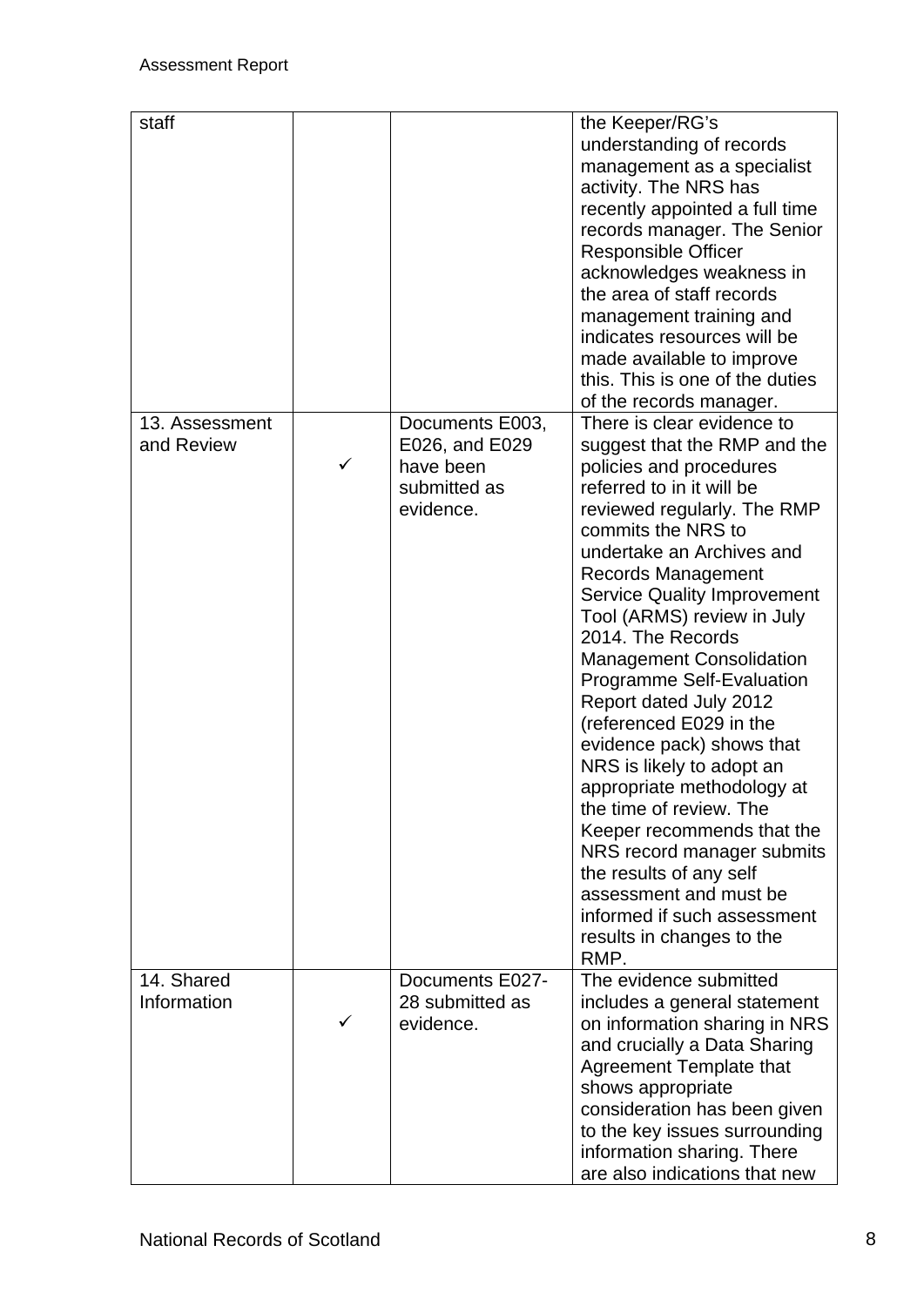| | | | |
|---|---|---|---|
| staff | | | the Keeper/RG's understanding of records management as a specialist activity. The NRS has recently appointed a full time records manager. The Senior Responsible Officer acknowledges weakness in the area of staff records management training and indicates resources will be made available to improve this. This is one of the duties of the records manager. |
| 13. Assessment and Review | ✓ | Documents E003, E026, and E029 have been submitted as evidence. | There is clear evidence to suggest that the RMP and the policies and procedures referred to in it will be reviewed regularly. The RMP commits the NRS to undertake an Archives and Records Management Service Quality Improvement Tool (ARMS) review in July 2014. The Records Management Consolidation Programme Self-Evaluation Report dated July 2012 (referenced E029 in the evidence pack) shows that NRS is likely to adopt an appropriate methodology at the time of review. The Keeper recommends that the NRS record manager submits the results of any self assessment and must be informed if such assessment results in changes to the RMP. |
| 14. Shared Information | ✓ | Documents E027-28 submitted as evidence. | The evidence submitted includes a general statement on information sharing in NRS and crucially a Data Sharing Agreement Template that shows appropriate consideration has been given to the key issues surrounding information sharing. There are also indications that new |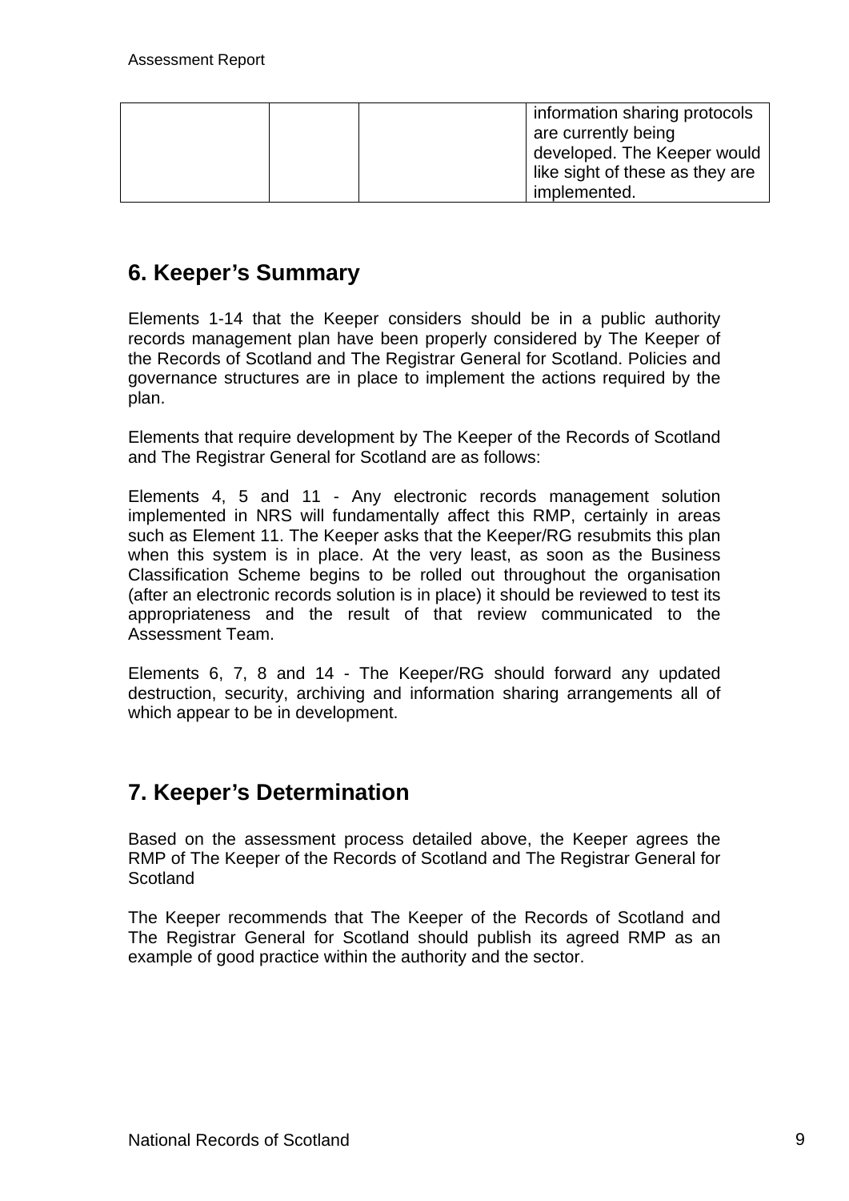| | | | information sharing protocols are currently being developed. The Keeper would like sight of these as they are implemented. |
|---|---|---|---|

## 6. Keeper's Summary

Elements 1-14 that the Keeper considers should be in a public authority records management plan have been properly considered by The Keeper of the Records of Scotland and The Registrar General for Scotland. Policies and governance structures are in place to implement the actions required by the plan.

Elements that require development by The Keeper of the Records of Scotland and The Registrar General for Scotland are as follows:

Elements 4, 5 and 11 - Any electronic records management solution implemented in NRS will fundamentally affect this RMP, certainly in areas such as Element 11. The Keeper asks that the Keeper/RG resubmits this plan when this system is in place. At the very least, as soon as the Business Classification Scheme begins to be rolled out throughout the organisation (after an electronic records solution is in place) it should be reviewed to test its appropriateness and the result of that review communicated to the Assessment Team.

Elements 6, 7, 8 and 14 - The Keeper/RG should forward any updated destruction, security, archiving and information sharing arrangements all of which appear to be in development.

## 7. Keeper's Determination

Based on the assessment process detailed above, the Keeper agrees the RMP of The Keeper of the Records of Scotland and The Registrar General for Scotland

The Keeper recommends that The Keeper of the Records of Scotland and The Registrar General for Scotland should publish its agreed RMP as an example of good practice within the authority and the sector.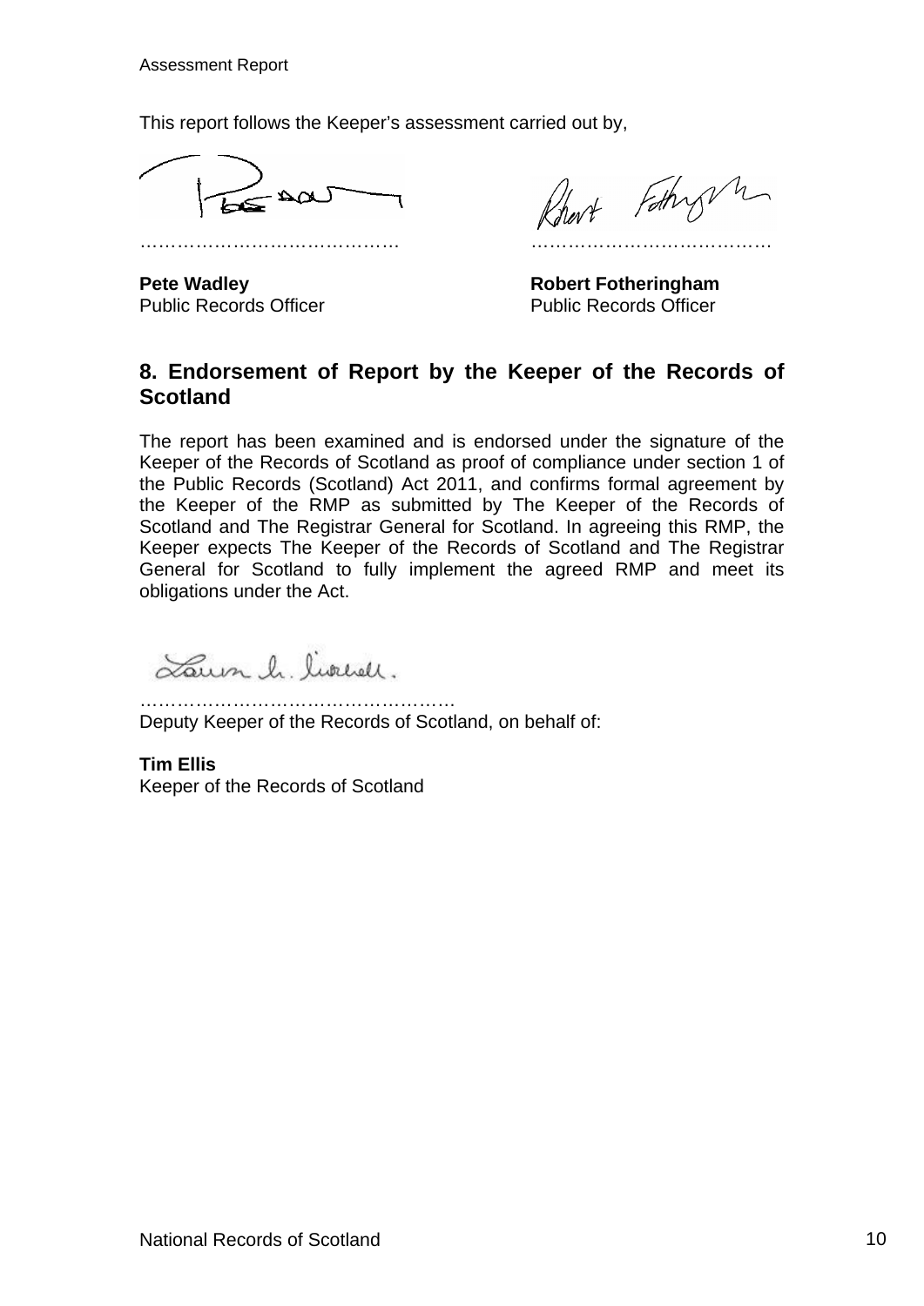This report follows the Keeper's assessment carried out by,

…………………………………… ……………………………………

**Pete Wadley**
Public Records Officer

**Robert Fotheringham**
Public Records Officer

## 8. Endorsement of Report by the Keeper of the Records of Scotland

The report has been examined and is endorsed under the signature of the Keeper of the Records of Scotland as proof of compliance under section 1 of the Public Records (Scotland) Act 2011, and confirms formal agreement by the Keeper of the RMP as submitted by The Keeper of the Records of Scotland and The Registrar General for Scotland. In agreeing this RMP, the Keeper expects The Keeper of the Records of Scotland and The Registrar General for Scotland to fully implement the agreed RMP and meet its obligations under the Act.

……………………………………………
Deputy Keeper of the Records of Scotland, on behalf of:

**Tim Ellis**
Keeper of the Records of Scotland